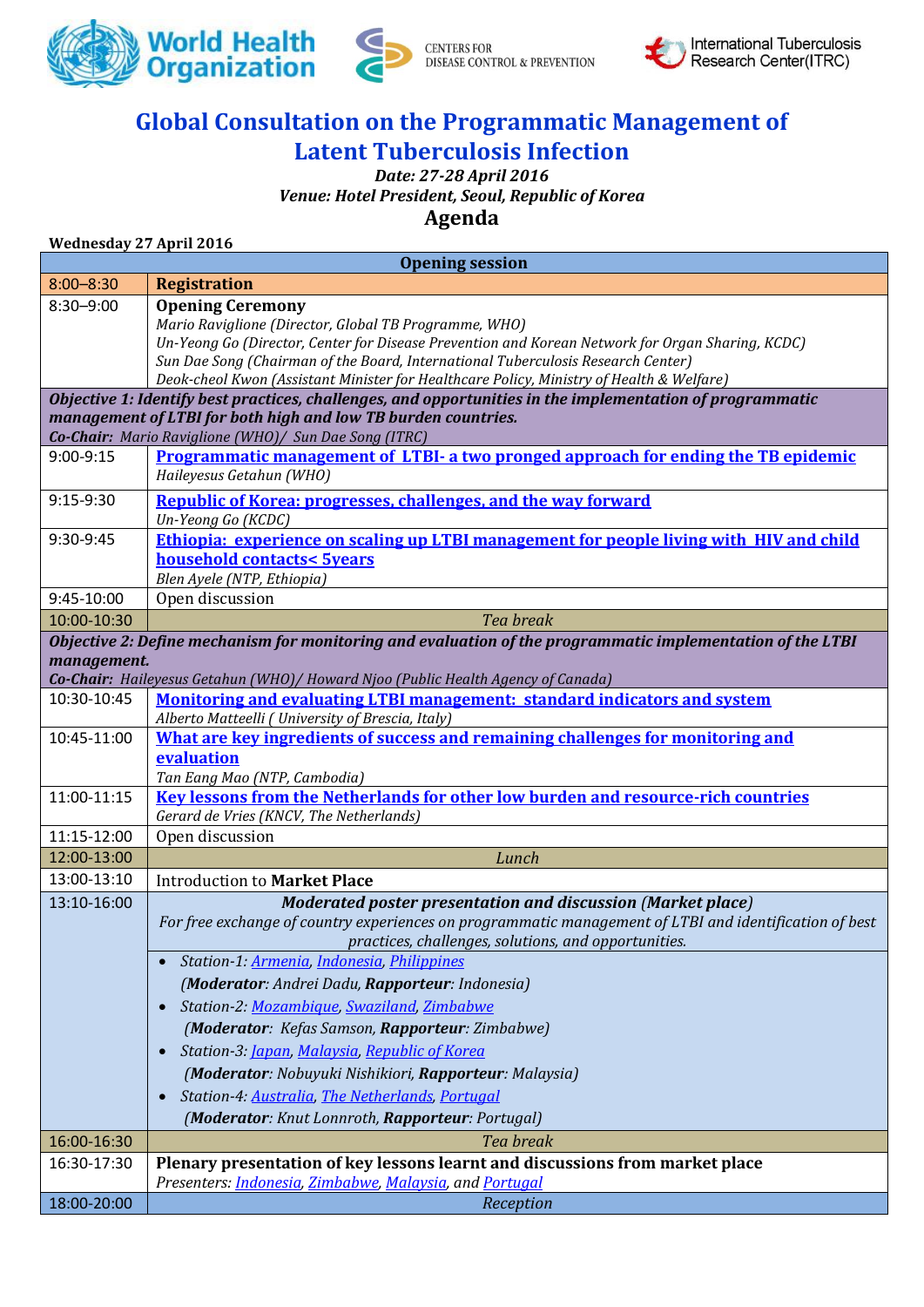World Health Organization | CENTERS FOR DISEASE CONTROL & PREVENTION | International Tuberculosis Research Center(ITRC)

# Global Consultation on the Programmatic Management of Latent Tuberculosis Infection

***Date: 27-28 April 2016***

***Venue: Hotel President, Seoul, Republic of Korea***

## Agenda

**Wednesday 27 April 2016**

| | |
|---|---|
| **Opening session** | |
| 8:00–8:30 | **Registration** |
| 8:30–9:00 | **Opening Ceremony**<br>*Mario Raviglione (Director, Global TB Programme, WHO)*<br>*Un-Yeong Go (Director, Center for Disease Prevention and Korean Network for Organ Sharing, KCDC)*<br>*Sun Dae Song (Chairman of the Board, International Tuberculosis Research Center)*<br>*Deok-cheol Kwon (Assistant Minister for Healthcare Policy, Ministry of Health & Welfare)* |
| ***Objective 1: Identify best practices, challenges, and opportunities in the implementation of programmatic management of LTBI for both high and low TB burden countries.***<br>***Co-Chair:*** *Mario Raviglione (WHO)/ Sun Dae Song (ITRC)* | |
| 9:00-9:15 | **Programmatic management of LTBI- a two pronged approach for ending the TB epidemic**<br>*Haileyesus Getahun (WHO)* |
| 9:15-9:30 | **Republic of Korea: progresses, challenges, and the way forward**<br>*Un-Yeong Go (KCDC)* |
| 9:30-9:45 | **Ethiopia: experience on scaling up LTBI management for people living with HIV and child household contacts< 5years**<br>*Blen Ayele (NTP, Ethiopia)* |
| 9:45-10:00 | Open discussion |
| 10:00-10:30 | *Tea break* |
| ***Objective 2: Define mechanism for monitoring and evaluation of the programmatic implementation of the LTBI management.***<br>***Co-Chair:*** *Haileyesus Getahun (WHO)/ Howard Njoo (Public Health Agency of Canada)* | |
| 10:30-10:45 | **Monitoring and evaluating LTBI management: standard indicators and system**<br>*Alberto Matteelli ( University of Brescia, Italy)* |
| 10:45-11:00 | **What are key ingredients of success and remaining challenges for monitoring and evaluation**<br>*Tan Eang Mao (NTP, Cambodia)* |
| 11:00-11:15 | **Key lessons from the Netherlands for other low burden and resource-rich countries**<br>*Gerard de Vries (KNCV, The Netherlands)* |
| 11:15-12:00 | Open discussion |
| 12:00-13:00 | *Lunch* |
| 13:00-13:10 | Introduction to **Market Place** |
| 13:10-16:00 | ***Moderated poster presentation and discussion** (Market place)*<br>*For free exchange of country experiences on programmatic management of LTBI and identification of best practices, challenges, solutions, and opportunities.*<br>• *Station-1: Armenia, Indonesia, Philippines*<br>*(**Moderator**: Andrei Dadu, **Rapporteur**: Indonesia)*<br>• *Station-2: Mozambique, Swaziland, Zimbabwe*<br>*(**Moderator**: Kefas Samson, **Rapporteur**: Zimbabwe)*<br>• *Station-3: Japan, Malaysia, Republic of Korea*<br>*(**Moderator**: Nobuyuki Nishikiori, **Rapporteur**: Malaysia)*<br>• *Station-4: Australia, The Netherlands, Portugal*<br>*(**Moderator**: Knut Lonnroth, **Rapporteur**: Portugal)* |
| 16:00-16:30 | *Tea break* |
| 16:30-17:30 | **Plenary presentation of key lessons learnt and discussions from market place**<br>*Presenters: Indonesia, Zimbabwe, Malaysia, and Portugal* |
| 18:00-20:00 | *Reception* |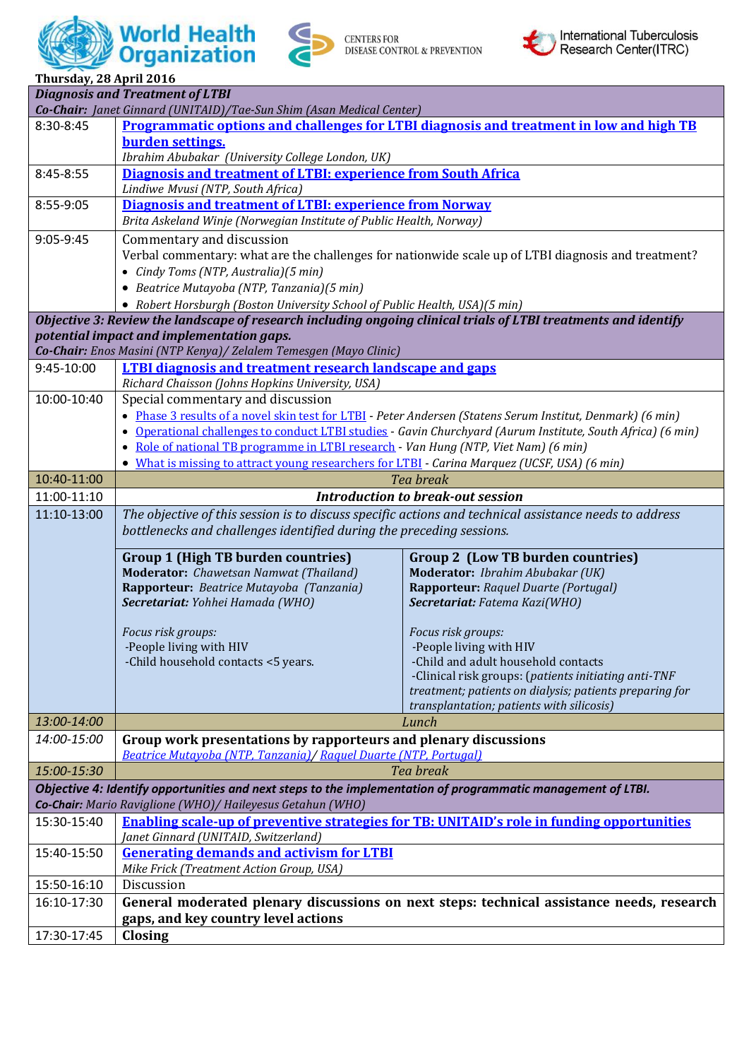World Health Organization | CENTERS FOR DISEASE CONTROL & PREVENTION | International Tuberculosis Research Center(ITRC)

**Thursday, 28 April 2016**

| | | |
|---|---|---|
| ***Diagnosis and Treatment of LTBI*** <br> ***Co-Chair:*** *Janet Ginnard (UNITAID)/Tae-Sun Shim (Asan Medical Center)* | | |
| 8:30-8:45 | **Programmatic options and challenges for LTBI diagnosis and treatment in low and high TB burden settings.** <br> *Ibrahim Abubakar (University College London, UK)* | |
| 8:45-8:55 | **Diagnosis and treatment of LTBI: experience from South Africa** <br> *Lindiwe Mvusi (NTP, South Africa)* | |
| 8:55-9:05 | **Diagnosis and treatment of LTBI: experience from Norway** <br> *Brita Askeland Winje (Norwegian Institute of Public Health, Norway)* | |
| 9:05-9:45 | Commentary and discussion <br> Verbal commentary: what are the challenges for nationwide scale up of LTBI diagnosis and treatment? <br> • *Cindy Toms (NTP, Australia)(5 min)* <br> • *Beatrice Mutayoba (NTP, Tanzania)(5 min)* <br> • *Robert Horsburgh (Boston University School of Public Health, USA)(5 min)* | |
| ***Objective 3: Review the landscape of research including ongoing clinical trials of LTBI treatments and identify potential impact and implementation gaps.*** <br> ***Co-Chair:*** *Enos Masini (NTP Kenya)/ Zelalem Temesgen (Mayo Clinic)* | | |
| 9:45-10:00 | **LTBI diagnosis and treatment research landscape and gaps** <br> *Richard Chaisson (Johns Hopkins University, USA)* | |
| 10:00-10:40 | Special commentary and discussion <br> • Phase 3 results of a novel skin test for LTBI - *Peter Andersen (Statens Serum Institut, Denmark) (6 min)* <br> • Operational challenges to conduct LTBI studies - *Gavin Churchyard (Aurum Institute, South Africa) (6 min)* <br> • Role of national TB programme in LTBI research - *Van Hung (NTP, Viet Nam) (6 min)* <br> • What is missing to attract young researchers for LTBI - *Carina Marquez (UCSF, USA) (6 min)* | |
| 10:40-11:00 | *Tea break* | |
| 11:00-11:10 | ***Introduction to break-out session*** | |
| 11:10-13:00 | *The objective of this session is to discuss specific actions and technical assistance needs to address bottlenecks and challenges identified during the preceding sessions.* | |
| | **Group 1 (High TB burden countries)** <br> **Moderator:** *Chawetsan Namwat (Thailand)* <br> **Rapporteur:** *Beatrice Mutayoba (Tanzania)* <br> ***Secretariat:*** *Yohhei Hamada (WHO)* <br><br> *Focus risk groups:* <br> -People living with HIV <br> -Child household contacts <5 years. | **Group 2 (Low TB burden countries)** <br> **Moderator:** *Ibrahim Abubakar (UK)* <br> **Rapporteur:** *Raquel Duarte (Portugal)* <br> ***Secretariat:*** *Fatema Kazi(WHO)* <br><br> *Focus risk groups:* <br> -People living with HIV <br> -Child and adult household contacts <br> -Clinical risk groups: (*patients initiating anti-TNF treatment; patients on dialysis; patients preparing for transplantation; patients with silicosis)* |
| *13:00-14:00* | *Lunch* | |
| *14:00-15:00* | **Group work presentations by rapporteurs and plenary discussions** <br> *Beatrice Mutayoba (NTP, Tanzania)/ Raquel Duarte (NTP, Portugal)* | |
| *15:00-15:30* | *Tea break* | |
| ***Objective 4: Identify opportunities and next steps to the implementation of programmatic management of LTBI.*** <br> ***Co-Chair:*** *Mario Raviglione (WHO)/ Haileyesus Getahun (WHO)* | | |
| 15:30-15:40 | **Enabling scale-up of preventive strategies for TB: UNITAID's role in funding opportunities** <br> *Janet Ginnard (UNITAID, Switzerland)* | |
| 15:40-15:50 | **Generating demands and activism for LTBI** <br> *Mike Frick (Treatment Action Group, USA)* | |
| 15:50-16:10 | Discussion | |
| 16:10-17:30 | **General moderated plenary discussions on next steps: technical assistance needs, research gaps, and key country level actions** | |
| 17:30-17:45 | **Closing** | |